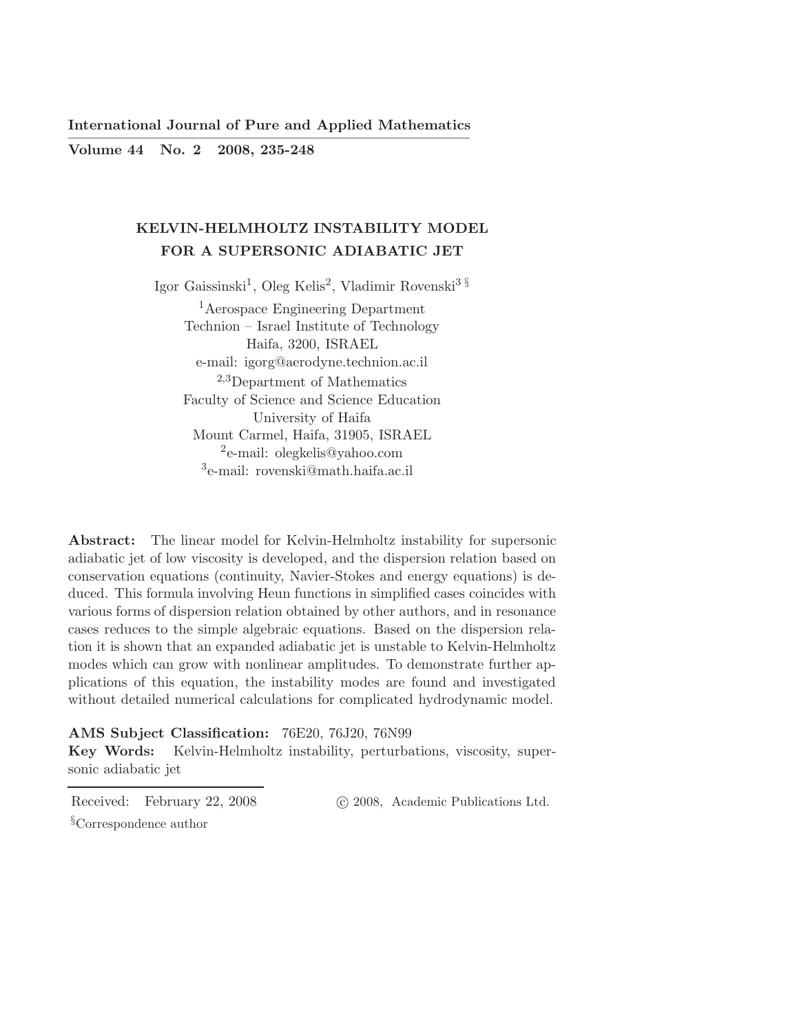International Journal of Pure and Applied Mathematics
Volume 44 No. 2 2008, 235-248

# KELVIN-HELMHOLTZ INSTABILITY MODEL FOR A SUPERSONIC ADIABATIC JET

Igor Gaissinski[1], Oleg Kelis[2], Vladimir Rovenski[3 §]

[1]Aerospace Engineering Department
Technion – Israel Institute of Technology
Haifa, 3200, ISRAEL
e-mail: igorg@aerodyne.technion.ac.il

[2,3]Department of Mathematics
Faculty of Science and Science Education
University of Haifa
Mount Carmel, Haifa, 31905, ISRAEL
[2]e-mail: olegkelis@yahoo.com
[3]e-mail: rovenski@math.haifa.ac.il

**Abstract:** The linear model for Kelvin-Helmholtz instability for supersonic adiabatic jet of low viscosity is developed, and the dispersion relation based on conservation equations (continuity, Navier-Stokes and energy equations) is deduced. This formula involving Heun functions in simplified cases coincides with various forms of dispersion relation obtained by other authors, and in resonance cases reduces to the simple algebraic equations. Based on the dispersion relation it is shown that an expanded adiabatic jet is unstable to Kelvin-Helmholtz modes which can grow with nonlinear amplitudes. To demonstrate further applications of this equation, the instability modes are found and investigated without detailed numerical calculations for complicated hydrodynamic model.

**AMS Subject Classification:** 76E20, 76J20, 76N99

**Key Words:** Kelvin-Helmholtz instability, perturbations, viscosity, supersonic adiabatic jet

Received: February 22, 2008 © 2008, Academic Publications Ltd.

§Correspondence author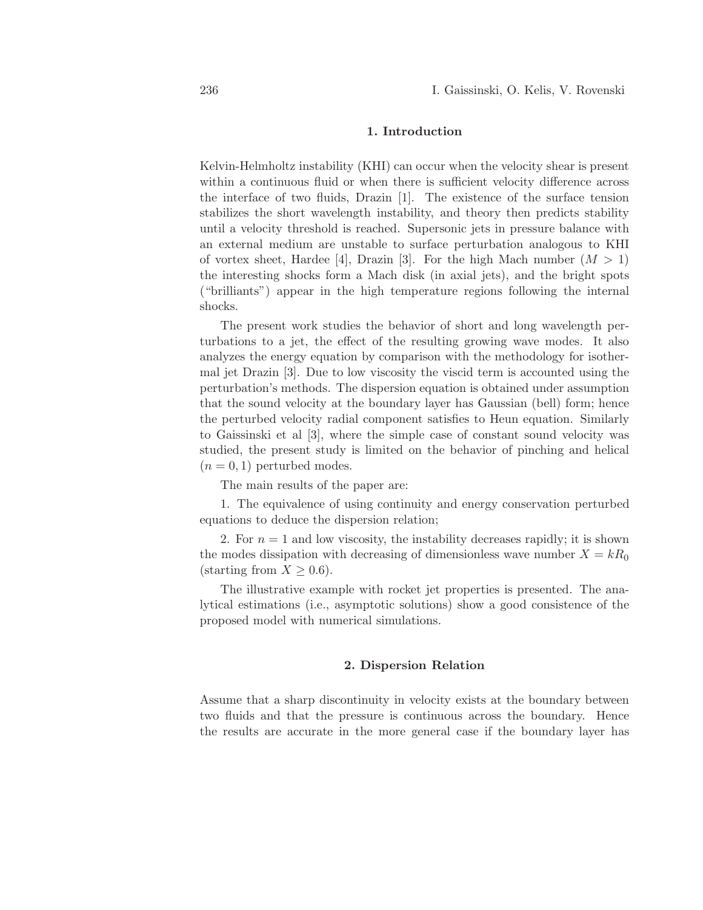## 1. Introduction

Kelvin-Helmholtz instability (KHI) can occur when the velocity shear is present within a continuous fluid or when there is sufficient velocity difference across the interface of two fluids, Drazin [1]. The existence of the surface tension stabilizes the short wavelength instability, and theory then predicts stability until a velocity threshold is reached. Supersonic jets in pressure balance with an external medium are unstable to surface perturbation analogous to KHI of vortex sheet, Hardee [4], Drazin [3]. For the high Mach number ($M > 1$) the interesting shocks form a Mach disk (in axial jets), and the bright spots ("brilliants") appear in the high temperature regions following the internal shocks.

The present work studies the behavior of short and long wavelength perturbations to a jet, the effect of the resulting growing wave modes. It also analyzes the energy equation by comparison with the methodology for isothermal jet Drazin [3]. Due to low viscosity the viscid term is accounted using the perturbation's methods. The dispersion equation is obtained under assumption that the sound velocity at the boundary layer has Gaussian (bell) form; hence the perturbed velocity radial component satisfies to Heun equation. Similarly to Gaissinski et al [3], where the simple case of constant sound velocity was studied, the present study is limited on the behavior of pinching and helical ($n = 0, 1$) perturbed modes.

The main results of the paper are:

1. The equivalence of using continuity and energy conservation perturbed equations to deduce the dispersion relation;

2. For $n = 1$ and low viscosity, the instability decreases rapidly; it is shown the modes dissipation with decreasing of dimensionless wave number $X = kR_0$ (starting from $X \geq 0.6$).

The illustrative example with rocket jet properties is presented. The analytical estimations (i.e., asymptotic solutions) show a good consistence of the proposed model with numerical simulations.

## 2. Dispersion Relation

Assume that a sharp discontinuity in velocity exists at the boundary between two fluids and that the pressure is continuous across the boundary. Hence the results are accurate in the more general case if the boundary layer has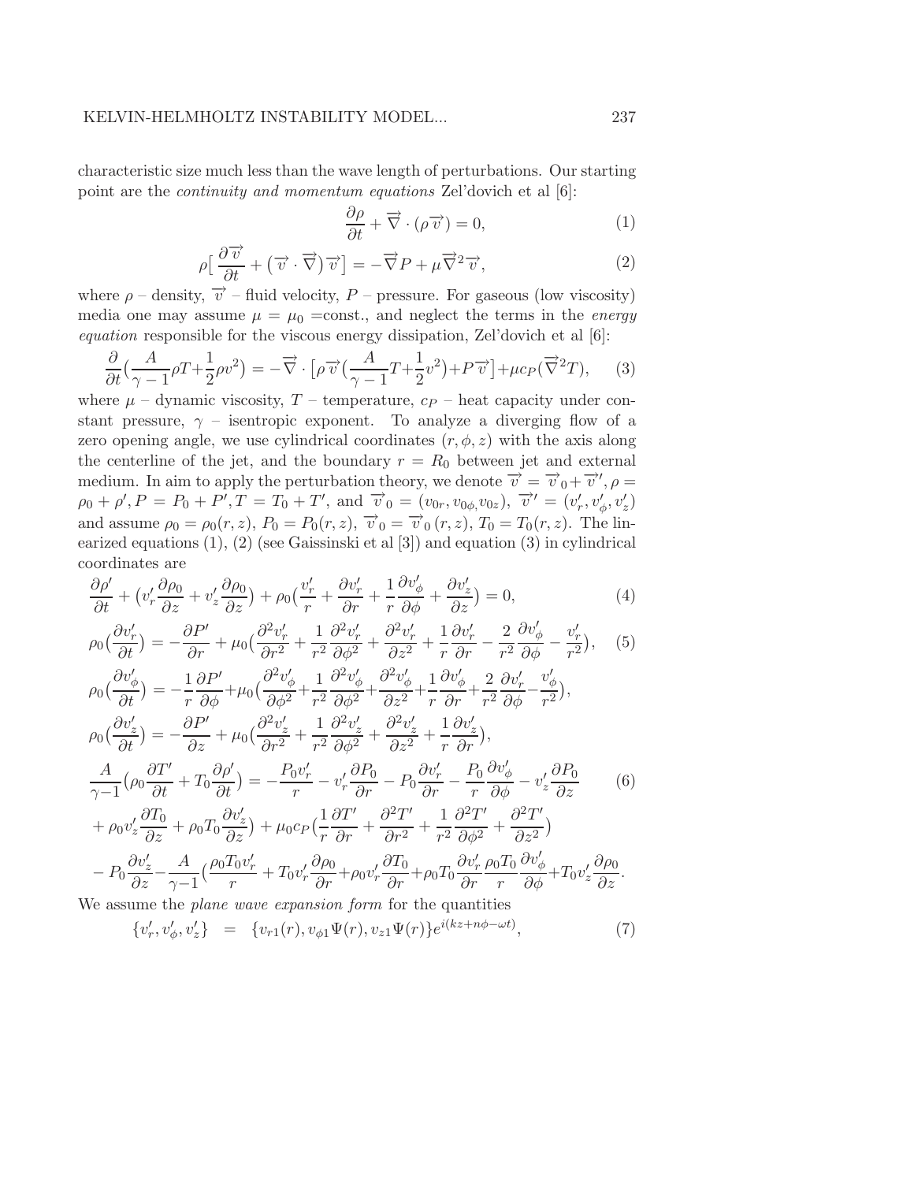characteristic size much less than the wave length of perturbations. Our starting point are the *continuity and momentum equations* Zel'dovich et al [6]:

$$\frac{\partial \rho}{\partial t} + \overrightarrow{\nabla} \cdot (\rho \overrightarrow{v}) = 0, \tag{1}$$

$$\rho \big[ \frac{\partial \overrightarrow{v}}{\partial t} + \big( \overrightarrow{v} \cdot \overrightarrow{\nabla} \big) \overrightarrow{v} \big] = -\overrightarrow{\nabla} P + \mu \overrightarrow{\nabla}^2 \overrightarrow{v}, \tag{2}$$

where $\rho$ – density, $\overrightarrow{v}$ – fluid velocity, $P$ – pressure. For gaseous (low viscosity) media one may assume $\mu = \mu_0$ =const., and neglect the terms in the *energy equation* responsible for the viscous energy dissipation, Zel'dovich et al [6]:

$$\frac{\partial}{\partial t} \big( \frac{A}{\gamma - 1} \rho T + \frac{1}{2} \rho v^2 \big) = -\overrightarrow{\nabla} \cdot \big[ \rho \overrightarrow{v} \big( \frac{A}{\gamma - 1} T + \frac{1}{2} v^2 \big) + P \overrightarrow{v} \big] + \mu c_P ( \overrightarrow{\nabla}^2 T ), \tag{3}$$

where $\mu$ – dynamic viscosity, $T$ – temperature, $c_P$ – heat capacity under constant pressure, $\gamma$ – isentropic exponent. To analyze a diverging flow of a zero opening angle, we use cylindrical coordinates $(r, \phi, z)$ with the axis along the centerline of the jet, and the boundary $r = R_0$ between jet and external medium. In aim to apply the perturbation theory, we denote $\overrightarrow{v} = \overrightarrow{v}_0 + \overrightarrow{v}', \rho = \rho_0 + \rho', P = P_0 + P', T = T_0 + T'$, and $\overrightarrow{v}_0 = (v_{0r}, v_{0\phi}, v_{0z})$, $\overrightarrow{v}' = (v'_r, v'_\phi, v'_z)$ and assume $\rho_0 = \rho_0(r, z)$, $P_0 = P_0(r, z)$, $\overrightarrow{v}_0 = \overrightarrow{v}_0(r, z)$, $T_0 = T_0(r, z)$. The linearized equations (1), (2) (see Gaissinski et al [3]) and equation (3) in cylindrical coordinates are

$$\frac{\partial \rho'}{\partial t} + \big( v'_r \frac{\partial \rho_0}{\partial z} + v'_z \frac{\partial \rho_0}{\partial z} \big) + \rho_0 \big( \frac{v'_r}{r} + \frac{\partial v'_r}{\partial r} + \frac{1}{r} \frac{\partial v'_\phi}{\partial \phi} + \frac{\partial v'_z}{\partial z} \big) = 0, \tag{4}$$

$$\rho_0 \big( \frac{\partial v'_r}{\partial t} \big) = -\frac{\partial P'}{\partial r} + \mu_0 \big( \frac{\partial^2 v'_r}{\partial r^2} + \frac{1}{r^2} \frac{\partial^2 v'_r}{\partial \phi^2} + \frac{\partial^2 v'_r}{\partial z^2} + \frac{1}{r} \frac{\partial v'_r}{\partial r} - \frac{2}{r^2} \frac{\partial v'_\phi}{\partial \phi} - \frac{v'_r}{r^2} \big), \tag{5}$$

$$\rho_0 \big( \frac{\partial v'_\phi}{\partial t} \big) = -\frac{1}{r} \frac{\partial P'}{\partial \phi} + \mu_0 \big( \frac{\partial^2 v'_\phi}{\partial \phi^2} + \frac{1}{r^2} \frac{\partial^2 v'_\phi}{\partial \phi^2} + \frac{\partial^2 v'_\phi}{\partial z^2} + \frac{1}{r} \frac{\partial v'_\phi}{\partial r} + \frac{2}{r^2} \frac{\partial v'_r}{\partial \phi} - \frac{v'_\phi}{r^2} \big),$$

$$\rho_0 \big( \frac{\partial v'_z}{\partial t} \big) = -\frac{\partial P'}{\partial z} + \mu_0 \big( \frac{\partial^2 v'_z}{\partial r^2} + \frac{1}{r^2} \frac{\partial^2 v'_z}{\partial \phi^2} + \frac{\partial^2 v'_z}{\partial z^2} + \frac{1}{r} \frac{\partial v'_z}{\partial r} \big),$$

$$\begin{aligned} \frac{A}{\gamma - 1} \big( \rho_0 \frac{\partial T'}{\partial t} + T_0 \frac{\partial \rho'}{\partial t} \big) = & -\frac{P_0 v'_r}{r} - v'_r \frac{\partial P_0}{\partial r} - P_0 \frac{\partial v'_r}{\partial r} - \frac{P_0}{r} \frac{\partial v'_\phi}{\partial \phi} - v'_z \frac{\partial P_0}{\partial z} \\ & + \rho_0 v'_z \frac{\partial T_0}{\partial z} + \rho_0 T_0 \frac{\partial v'_z}{\partial z} \big) + \mu_0 c_P \big( \frac{1}{r} \frac{\partial T'}{\partial r} + \frac{\partial^2 T'}{\partial r^2} + \frac{1}{r^2} \frac{\partial^2 T'}{\partial \phi^2} + \frac{\partial^2 T'}{\partial z^2} \big) \\ & - P_0 \frac{\partial v'_z}{\partial z} - \frac{A}{\gamma - 1} \big( \frac{\rho_0 T_0 v'_r}{r} + T_0 v'_r \frac{\partial \rho_0}{\partial r} + \rho_0 v'_r \frac{\partial T_0}{\partial r} + \rho_0 T_0 \frac{\partial v'_r}{\partial r} \frac{\rho_0 T_0}{r} \frac{\partial v'_\phi}{\partial \phi} + T_0 v'_z \frac{\partial \rho_0}{\partial z}. \end{aligned} \tag{6}$$

We assume the *plane wave expansion form* for the quantities

$$\{ v'_r, v'_\phi, v'_z \} \quad = \quad \{ v_{r1}(r), v_{\phi 1} \Psi(r), v_{z1} \Psi(r) \} e^{i(kz + n\phi - \omega t)}, \tag{7}$$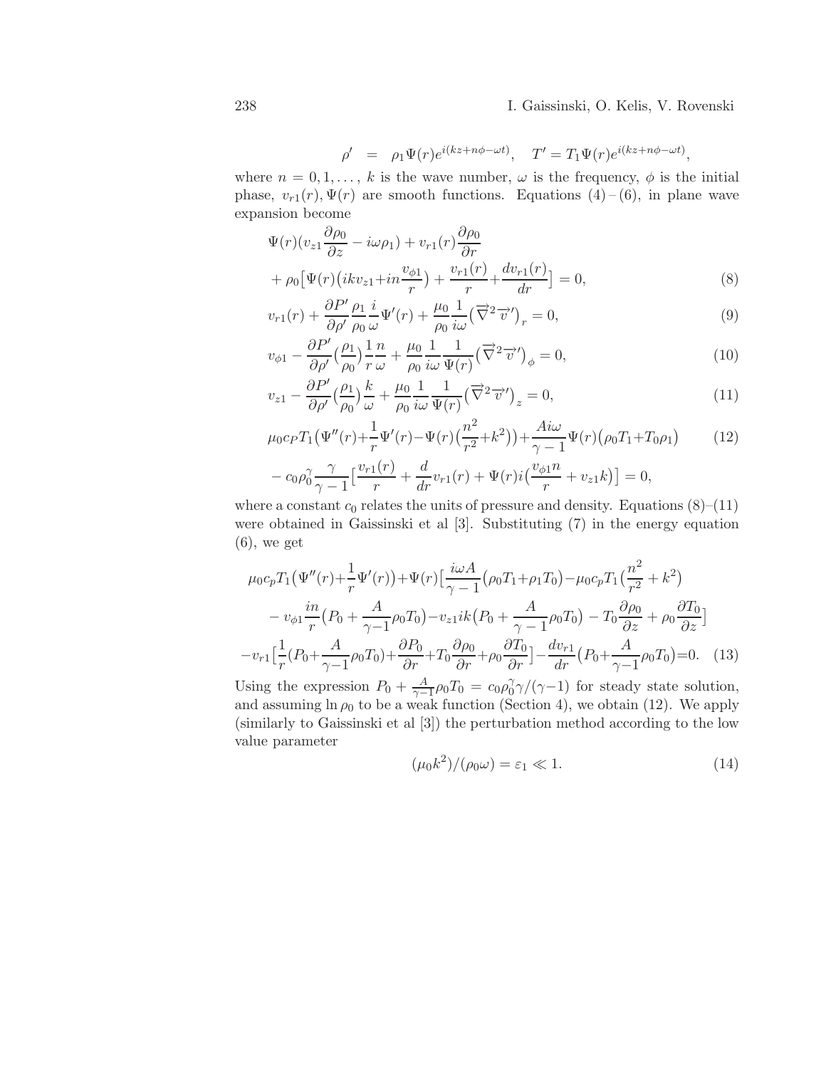$$\rho' \quad = \quad \rho_1 \Psi(r) e^{i(kz+n\phi-\omega t)}, \quad T' = T_1 \Psi(r) e^{i(kz+n\phi-\omega t)},$$

where $n = 0, 1, \dots,$ $k$ is the wave number, $\omega$ is the frequency, $\phi$ is the initial phase, $v_{r1}(r), \Psi(r)$ are smooth functions. Equations (4) – (6), in plane wave expansion become

$$\begin{aligned}
&\Psi(r)(v_{z1}\frac{\partial \rho_0}{\partial z} - i\omega\rho_1) + v_{r1}(r)\frac{\partial \rho_0}{\partial r} \\
&+ \rho_0\big[\Psi(r)\big(ikv_{z1}+in\frac{v_{\phi 1}}{r}\big) + \frac{v_{r1}(r)}{r}+\frac{dv_{r1}(r)}{dr}\big] = 0, \qquad (8)
\end{aligned}$$

$$v_{r1}(r) + \frac{\partial P'}{\partial \rho'}\frac{\rho_1}{\rho_0}\frac{i}{\omega}\Psi'(r) + \frac{\mu_0}{\rho_0}\frac{1}{i\omega}\big(\overrightarrow{\nabla}^2\overrightarrow{v}'\big)_r = 0, \qquad (9)$$

$$v_{\phi 1} - \frac{\partial P'}{\partial \rho'}\big(\frac{\rho_1}{\rho_0}\big)\frac{1}{r}\frac{n}{\omega} + \frac{\mu_0}{\rho_0}\frac{1}{i\omega}\frac{1}{\Psi(r)}\big(\overrightarrow{\nabla}^2\overrightarrow{v}'\big)_\phi = 0, \qquad (10)$$

$$v_{z1} - \frac{\partial P'}{\partial \rho'}\big(\frac{\rho_1}{\rho_0}\big)\frac{k}{\omega} + \frac{\mu_0}{\rho_0}\frac{1}{i\omega}\frac{1}{\Psi(r)}\big(\overrightarrow{\nabla}^2\overrightarrow{v}'\big)_z = 0, \qquad (11)$$

$$\begin{aligned}
&\mu_0 c_P T_1\big(\Psi''(r)+\frac{1}{r}\Psi'(r)-\Psi(r)\big(\frac{n^2}{r^2}+k^2\big)\big)+\frac{Ai\omega}{\gamma-1}\Psi(r)\big(\rho_0 T_1+T_0\rho_1\big) \qquad (12) \\
&- c_0\rho_0^\gamma\frac{\gamma}{\gamma-1}\big[\frac{v_{r1}(r)}{r} + \frac{d}{dr}v_{r1}(r) + \Psi(r)i\big(\frac{v_{\phi 1}n}{r} + v_{z1}k\big)\big] = 0,
\end{aligned}$$

where a constant $c_0$ relates the units of pressure and density. Equations (8)–(11) were obtained in Gaissinski et al [3]. Substituting (7) in the energy equation (6), we get

$$\begin{aligned}
&\mu_0 c_p T_1\big(\Psi''(r)+\frac{1}{r}\Psi'(r)\big)+\Psi(r)\big[\frac{i\omega A}{\gamma-1}\big(\rho_0 T_1+\rho_1 T_0\big)-\mu_0 c_p T_1\big(\frac{n^2}{r^2}+k^2\big) \\
&- v_{\phi 1}\frac{in}{r}\big(P_0+\frac{A}{\gamma-1}\rho_0 T_0\big)-v_{z1}ik\big(P_0+\frac{A}{\gamma-1}\rho_0 T_0\big) - T_0\frac{\partial \rho_0}{\partial z} + \rho_0\frac{\partial T_0}{\partial z}\big] \\
&-v_{r1}\big[\frac{1}{r}(P_0+\frac{A}{\gamma-1}\rho_0 T_0)+\frac{\partial P_0}{\partial r}+T_0\frac{\partial \rho_0}{\partial r}+\rho_0\frac{\partial T_0}{\partial r}\big]-\frac{dv_{r1}}{dr}\big(P_0+\frac{A}{\gamma-1}\rho_0 T_0\big)=0. \qquad (13)
\end{aligned}$$

Using the expression $P_0 + \frac{A}{\gamma-1}\rho_0 T_0 = c_0\rho_0^\gamma\gamma/(\gamma-1)$ for steady state solution, and assuming $\ln\rho_0$ to be a weak function (Section 4), we obtain (12). We apply (similarly to Gaissinski et al [3]) the perturbation method according to the low value parameter

$$(\mu_0 k^2)/(\rho_0\omega) = \varepsilon_1 \ll 1. \qquad (14)$$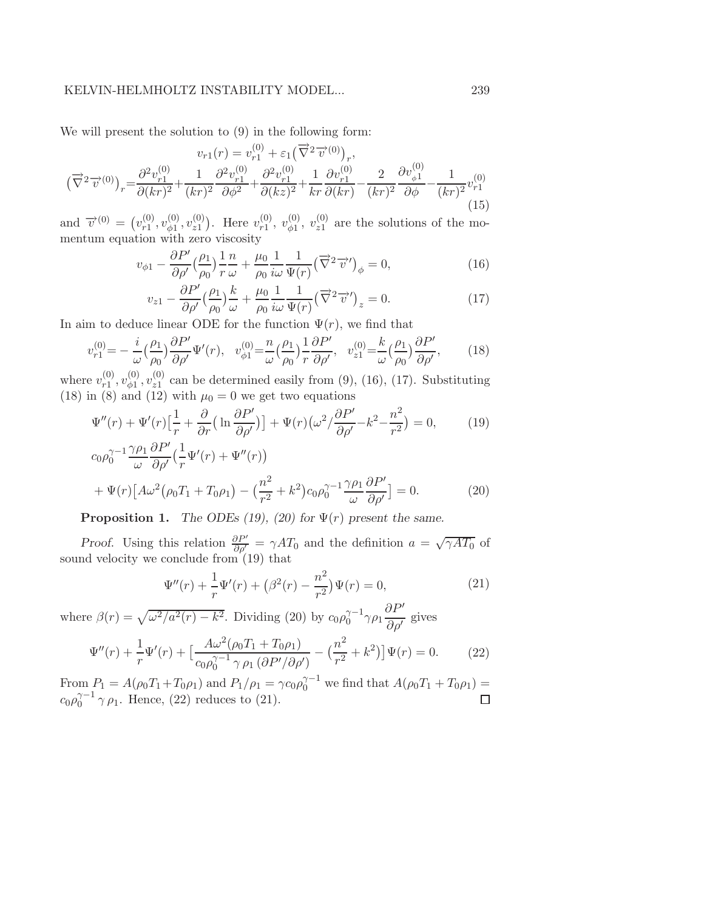We will present the solution to (9) in the following form:

$$
\begin{gathered}
v_{r1}(r) = v_{r1}^{(0)} + \varepsilon_1 \big(\overrightarrow{\nabla}^2 \overrightarrow{v}^{(0)}\big)_r, \\
\big(\overrightarrow{\nabla}^2 \overrightarrow{v}^{(0)}\big)_r = \frac{\partial^2 v_{r1}^{(0)}}{\partial (kr)^2} + \frac{1}{(kr)^2}\frac{\partial^2 v_{r1}^{(0)}}{\partial \phi^2} + \frac{\partial^2 v_{r1}^{(0)}}{\partial (kz)^2} + \frac{1}{kr}\frac{\partial v_{r1}^{(0)}}{\partial (kr)} - \frac{2}{(kr)^2}\frac{\partial v_{\phi 1}^{(0)}}{\partial \phi} - \frac{1}{(kr)^2} v_{r1}^{(0)}
\end{gathered}
\tag{15}
$$

and $\overrightarrow{v}^{(0)} = \big(v_{r1}^{(0)}, v_{\phi 1}^{(0)}, v_{z1}^{(0)}\big)$. Here $v_{r1}^{(0)}$, $v_{\phi 1}^{(0)}$, $v_{z1}^{(0)}$ are the solutions of the momentum equation with zero viscosity

$$
v_{\phi 1} - \frac{\partial P'}{\partial \rho'}\big(\frac{\rho_1}{\rho_0}\big)\frac{1}{r}\frac{n}{\omega} + \frac{\mu_0}{\rho_0}\frac{1}{i\omega}\frac{1}{\Psi(r)}\big(\overrightarrow{\nabla}^2 \overrightarrow{v}'\big)_\phi = 0, \tag{16}
$$

$$
v_{z1} - \frac{\partial P'}{\partial \rho'}\big(\frac{\rho_1}{\rho_0}\big)\frac{k}{\omega} + \frac{\mu_0}{\rho_0}\frac{1}{i\omega}\frac{1}{\Psi(r)}\big(\overrightarrow{\nabla}^2 \overrightarrow{v}'\big)_z = 0. \tag{17}
$$

In aim to deduce linear ODE for the function $\Psi(r)$, we find that

$$
v_{r1}^{(0)} = -\frac{i}{\omega}\big(\frac{\rho_1}{\rho_0}\big)\frac{\partial P'}{\partial \rho'}\Psi'(r), \quad v_{\phi 1}^{(0)} = \frac{n}{\omega}\big(\frac{\rho_1}{\rho_0}\big)\frac{1}{r}\frac{\partial P'}{\partial \rho'}, \quad v_{z1}^{(0)} = \frac{k}{\omega}\big(\frac{\rho_1}{\rho_0}\big)\frac{\partial P'}{\partial \rho'}, \tag{18}
$$

where $v_{r1}^{(0)}, v_{\phi 1}^{(0)}, v_{z1}^{(0)}$ can be determined easily from (9), (16), (17). Substituting (18) in (8) and (12) with $\mu_0 = 0$ we get two equations

$$
\Psi''(r) + \Psi'(r)\big[\frac{1}{r} + \frac{\partial}{\partial r}\big(\ln \frac{\partial P'}{\partial \rho'}\big)\big] + \Psi(r)\big(\omega^2 / \frac{\partial P'}{\partial \rho'} - k^2 - \frac{n^2}{r^2}\big) = 0, \tag{19}
$$

$$
\begin{aligned}
&c_0 \rho_0^{\gamma-1} \frac{\gamma \rho_1}{\omega}\frac{\partial P'}{\partial \rho'}\big(\frac{1}{r}\Psi'(r) + \Psi''(r)\big) \\
&+ \Psi(r)\big[A\omega^2\big(\rho_0 T_1 + T_0 \rho_1\big) - \big(\frac{n^2}{r^2} + k^2\big) c_0 \rho_0^{\gamma-1}\frac{\gamma \rho_1}{\omega}\frac{\partial P'}{\partial \rho'}\big] = 0.
\end{aligned}
\tag{20}
$$

**Proposition 1.** *The ODEs (19), (20) for $\Psi(r)$ present the same.*

*Proof.* Using this relation $\frac{\partial P'}{\partial \rho'} = \gamma A T_0$ and the definition $a = \sqrt{\gamma A T_0}$ of sound velocity we conclude from (19) that

$$
\Psi''(r) + \frac{1}{r}\Psi'(r) + \big(\beta^2(r) - \frac{n^2}{r^2}\big)\Psi(r) = 0, \tag{21}
$$

where $\beta(r) = \sqrt{\omega^2/a^2(r) - k^2}$. Dividing (20) by $c_0 \rho_0^{\gamma-1}\gamma \rho_1 \dfrac{\partial P'}{\partial \rho'}$ gives

$$
\Psi''(r) + \frac{1}{r}\Psi'(r) + \big[\frac{A\omega^2(\rho_0 T_1 + T_0 \rho_1)}{c_0 \rho_0^{\gamma-1}\,\gamma\,\rho_1\,(\partial P'/\partial \rho')} - \big(\frac{n^2}{r^2} + k^2\big)\big]\Psi(r) = 0. \tag{22}
$$

From $P_1 = A(\rho_0 T_1 + T_0 \rho_1)$ and $P_1/\rho_1 = \gamma c_0 \rho_0^{\gamma-1}$ we find that $A(\rho_0 T_1 + T_0 \rho_1) = c_0 \rho_0^{\gamma-1}\,\gamma\,\rho_1$. Hence, (22) reduces to (21). $\square$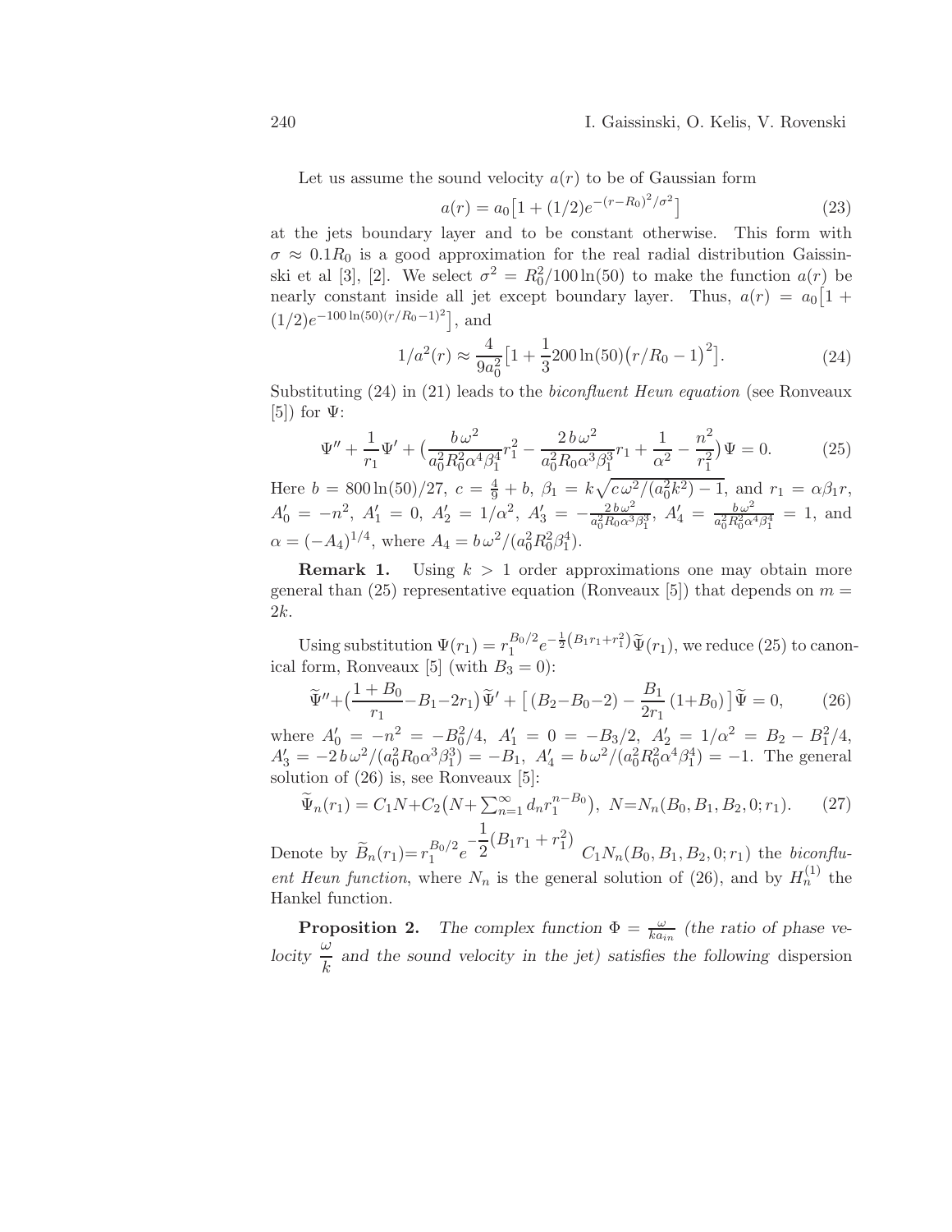Let us assume the sound velocity $a(r)$ to be of Gaussian form

$$a(r) = a_0\big[1 + (1/2)e^{-(r-R_0)^2/\sigma^2}\big] \tag{23}$$

at the jets boundary layer and to be constant otherwise. This form with $\sigma \approx 0.1R_0$ is a good approximation for the real radial distribution Gaissinski et al [3], [2]. We select $\sigma^2 = R_0^2/100\ln(50)$ to make the function $a(r)$ be nearly constant inside all jet except boundary layer. Thus, $a(r) = a_0\big[1 + (1/2)e^{-100\ln(50)(r/R_0-1)^2}\big]$, and

$$1/a^2(r) \approx \frac{4}{9a_0^2}\big[1 + \frac{1}{3}200\ln(50)\big(r/R_0 - 1\big)^2\big]. \tag{24}$$

Substituting (24) in (21) leads to the *biconfluent Heun equation* (see Ronveaux [5]) for $\Psi$:

$$\Psi'' + \frac{1}{r_1}\Psi' + \big(\frac{b\,\omega^2}{a_0^2R_0^2\alpha^4\beta_1^4}r_1^2 - \frac{2\,b\,\omega^2}{a_0^2R_0\alpha^3\beta_1^3}r_1 + \frac{1}{\alpha^2} - \frac{n^2}{r_1^2}\big)\Psi = 0. \tag{25}$$

Here $b = 800\ln(50)/27$, $c = \frac{4}{9} + b$, $\beta_1 = k\sqrt{c\,\omega^2/(a_0^2k^2) - 1}$, and $r_1 = \alpha\beta_1 r$, $A'_0 = -n^2$, $A'_1 = 0$, $A'_2 = 1/\alpha^2$, $A'_3 = -\frac{2\,b\,\omega^2}{a_0^2R_0\alpha^3\beta_1^3}$, $A'_4 = \frac{b\,\omega^2}{a_0^2R_0^2\alpha^4\beta_1^4} = 1$, and $\alpha = (-A_4)^{1/4}$, where $A_4 = b\,\omega^2/(a_0^2R_0^2\beta_1^4)$.

**Remark 1.** Using $k > 1$ order approximations one may obtain more general than (25) representative equation (Ronveaux [5]) that depends on $m = 2k$.

Using substitution $\Psi(r_1) = r_1^{B_0/2}e^{-\frac{1}{2}(B_1r_1+r_1^2)}\widetilde{\Psi}(r_1)$, we reduce (25) to canonical form, Ronveaux [5] (with $B_3 = 0$):

$$\widetilde{\Psi}'' + \big(\frac{1+B_0}{r_1} - B_1 - 2r_1\big)\widetilde{\Psi}' + \big[\,(B_2 - B_0 - 2) - \frac{B_1}{2r_1}\,(1+B_0)\,\big]\widetilde{\Psi} = 0, \tag{26}$$

where $A'_0 = -n^2 = -B_0^2/4$, $A'_1 = 0 = -B_3/2$, $A'_2 = 1/\alpha^2 = B_2 - B_1^2/4$, $A'_3 = -2\,b\,\omega^2/(a_0^2R_0\alpha^3\beta_1^3) = -B_1$, $A'_4 = b\,\omega^2/(a_0^2R_0^2\alpha^4\beta_1^4) = -1$. The general solution of (26) is, see Ronveaux [5]:

$$\widetilde{\Psi}_n(r_1) = C_1N + C_2\big(N + \textstyle\sum_{n=1}^{\infty} d_n r_1^{n-B_0}\big),\ N = N_n(B_0, B_1, B_2, 0; r_1). \tag{27}$$

Denote by $\widetilde{B}_n(r_1) = r_1^{B_0/2}e^{-\frac{1}{2}(B_1r_1 + r_1^2)}\ C_1N_n(B_0, B_1, B_2, 0; r_1)$ the *biconfluent Heun function*, where $N_n$ is the general solution of (26), and by $H_n^{(1)}$ the Hankel function.

**Proposition 2.** *The complex function $\Phi = \frac{\omega}{ka_{in}}$ (the ratio of phase velocity $\dfrac{\omega}{k}$ and the sound velocity in the jet) satisfies the following* dispersion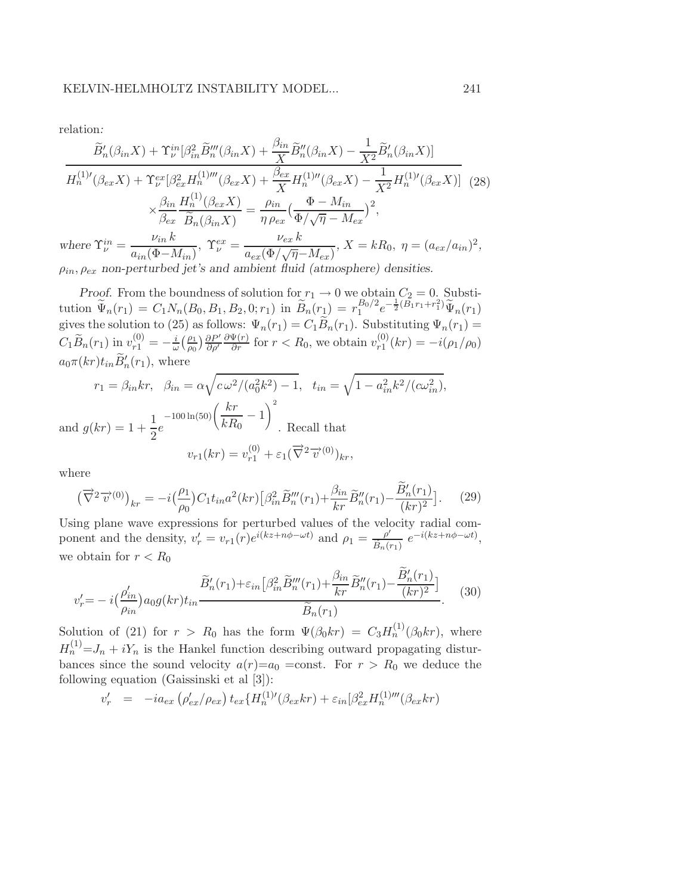relation:

$$\frac{\widetilde{B}_n'(\beta_{in}X) + \Upsilon_\nu^{in}[\beta_{in}^2 \widetilde{B}_n'''(\beta_{in}X) + \frac{\beta_{in}}{X}\widetilde{B}_n''(\beta_{in}X) - \frac{1}{X^2}\widetilde{B}_n'(\beta_{in}X)]}{H_n^{(1)\prime}(\beta_{ex}X) + \Upsilon_\nu^{ex}[\beta_{ex}^2 H_n^{(1)\prime\prime\prime}(\beta_{ex}X) + \frac{\beta_{ex}}{X}H_n^{(1)\prime\prime}(\beta_{ex}X) - \frac{1}{X^2}H_n^{(1)\prime}(\beta_{ex}X)]} \times \frac{\beta_{in}}{\beta_{ex}}\frac{H_n^{(1)}(\beta_{ex}X)}{\widetilde{B}_n(\beta_{in}X)} = \frac{\rho_{in}}{\eta\,\rho_{ex}}\Big(\frac{\Phi - M_{in}}{\Phi/\sqrt{\eta} - M_{ex}}\Big)^2, \quad (28)$$

*where* $\Upsilon_\nu^{in} = \dfrac{\nu_{in}\,k}{a_{in}(\Phi - M_{in})}$, $\Upsilon_\nu^{ex} = \dfrac{\nu_{ex}\,k}{a_{ex}(\Phi/\sqrt{\eta} - M_{ex})}$, $X = kR_0$, $\eta = (a_{ex}/a_{in})^2$, $\rho_{in}, \rho_{ex}$ *non-perturbed jet's and ambient fluid (atmosphere) densities.*

*Proof*. From the boundness of solution for $r_1 \to 0$ we obtain $C_2 = 0$. Substitution $\widetilde{\Psi}_n(r_1) = C_1 N_n(B_0, B_1, B_2, 0; r_1)$ in $\widetilde{B}_n(r_1) = r_1^{B_0/2} e^{-\frac{1}{2}(B_1 r_1 + r_1^2)}\widetilde{\Psi}_n(r_1)$ gives the solution to (25) as follows: $\Psi_n(r_1) = C_1\widetilde{B}_n(r_1)$. Substituting $\Psi_n(r_1) = C_1\widetilde{B}_n(r_1)$ in $v_{r1}^{(0)} = -\frac{i}{\omega}\big(\frac{\rho_1}{\rho_0}\big)\frac{\partial P'}{\partial \rho'}\frac{\partial \Psi(r)}{\partial r}$ for $r < R_0$, we obtain $v_{r1}^{(0)}(kr) = -i(\rho_1/\rho_0)$ $a_0\pi(kr)t_{in}\widetilde{B}_n'(r_1)$, where

$$r_1 = \beta_{in}kr, \quad \beta_{in} = \alpha\sqrt{c\,\omega^2/(a_0^2k^2) - 1}, \quad t_{in} = \sqrt{1 - a_{in}^2k^2/(c\omega_{in}^2)},$$

and $g(kr) = 1 + \dfrac{1}{2}e^{-100\ln(50)\left(\frac{kr}{kR_0} - 1\right)^2}$. Recall that

$$v_{r1}(kr) = v_{r1}^{(0)} + \varepsilon_1(\overrightarrow{\nabla}^2\overrightarrow{v}^{(0)})_{kr},$$

where

$$\big(\overrightarrow{\nabla}^2\overrightarrow{v}^{(0)}\big)_{kr} = -i\big(\frac{\rho_1}{\rho_0}\big)C_1 t_{in} a^2(kr)\big[\beta_{in}^2\widetilde{B}_n'''(r_1) + \frac{\beta_{in}}{kr}\widetilde{B}_n''(r_1) - \frac{\widetilde{B}_n'(r_1)}{(kr)^2}\big]. \quad (29)$$

Using plane wave expressions for perturbed values of the velocity radial component and the density, $v_r' = v_{r1}(r)e^{i(kz+n\phi-\omega t)}$ and $\rho_1 = \frac{\rho'}{\widetilde{B}_n(r_1)}\,e^{-i(kz+n\phi-\omega t)}$, we obtain for $r < R_0$

$$v_r' = -i\big(\frac{\rho_{in}'}{\rho_{in}}\big)a_0 g(kr)t_{in}\frac{\widetilde{B}_n'(r_1) + \varepsilon_{in}\big[\beta_{in}^2\widetilde{B}_n'''(r_1) + \frac{\beta_{in}}{kr}\widetilde{B}_n''(r_1) - \frac{\widetilde{B}_n'(r_1)}{(kr)^2}\big]}{\widetilde{B}_n(r_1)}. \quad (30)$$

Solution of (21) for $r > R_0$ has the form $\Psi(\beta_0 kr) = C_3 H_n^{(1)}(\beta_0 kr)$, where $H_n^{(1)} = J_n + iY_n$ is the Hankel function describing outward propagating disturbances since the sound velocity $a(r) = a_0$ =const. For $r > R_0$ we deduce the following equation (Gaissinski et al [3]):

$$v_r' \;=\; -ia_{ex}\left(\rho_{ex}'/\rho_{ex}\right)t_{ex}\{H_n^{(1)\prime}(\beta_{ex}kr) + \varepsilon_{in}[\beta_{ex}^2 H_n^{(1)\prime\prime\prime}(\beta_{ex}kr)$$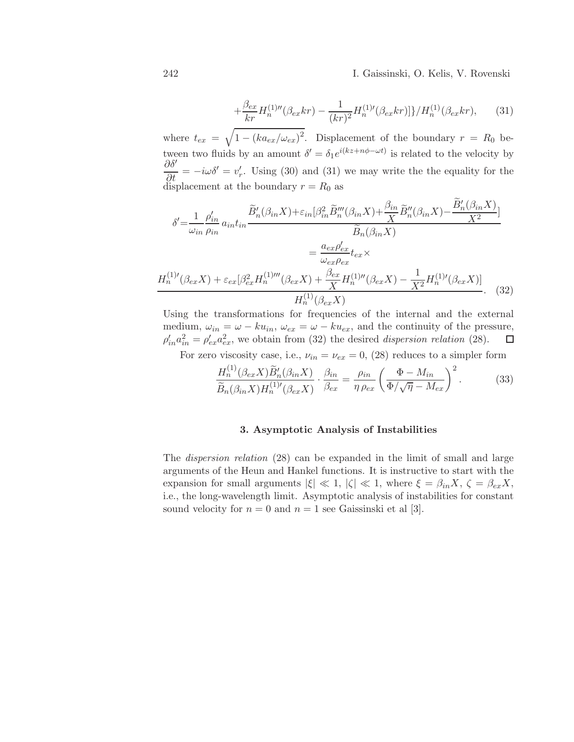$$+\frac{\beta_{ex}}{kr} H_n^{(1)\prime\prime}(\beta_{ex} kr) - \frac{1}{(kr)^2} H_n^{(1)\prime}(\beta_{ex} kr)]\}/H_n^{(1)}(\beta_{ex} kr), \qquad (31)$$

where $t_{ex} = \sqrt{1-(ka_{ex}/\omega_{ex})^2}$. Displacement of the boundary $r = R_0$ between two fluids by an amount $\delta' = \delta_1 e^{i(kz+n\phi-\omega t)}$ is related to the velocity by $\frac{\partial \delta'}{\partial t} = -i\omega\delta' = v_r'$. Using (30) and (31) we may write the the equality for the displacement at the boundary $r = R_0$ as

$$\delta' = \frac{1}{\omega_{in}} \frac{\rho_{in}'}{\rho_{in}} a_{in} t_{in} \frac{\widetilde{B}_n'(\beta_{in}X) + \varepsilon_{in}[\beta_{in}^2 \widetilde{B}_n'''(\beta_{in}X) + \frac{\beta_{in}}{X}\widetilde{B}_n''(\beta_{in}X) - \frac{\widetilde{B}_n'(\beta_{in}X)}{X^2}]}{\widetilde{B}_n(\beta_{in}X)}$$

$$= \frac{a_{ex}\rho_{ex}'}{\omega_{ex}\rho_{ex}} t_{ex} \times$$

$$\frac{H_n^{(1)\prime}(\beta_{ex}X) + \varepsilon_{ex}[\beta_{ex}^2 H_n^{(1)\prime\prime\prime}(\beta_{ex}X) + \frac{\beta_{ex}}{X} H_n^{(1)\prime\prime}(\beta_{ex}X) - \frac{1}{X^2} H_n^{(1)\prime}(\beta_{ex}X)]}{H_n^{(1)}(\beta_{ex}X)}. \qquad (32)$$

Using the transformations for frequencies of the internal and the external medium, $\omega_{in} = \omega - ku_{in}$, $\omega_{ex} = \omega - ku_{ex}$, and the continuity of the pressure, $\rho_{in}' a_{in}^2 = \rho_{ex}' a_{ex}^2$, we obtain from (32) the desired *dispersion relation* (28). □

For zero viscosity case, i.e., $\nu_{in} = \nu_{ex} = 0$, (28) reduces to a simpler form

$$\frac{H_n^{(1)}(\beta_{ex}X)\widetilde{B}_n'(\beta_{in}X)}{\widetilde{B}_n(\beta_{in}X) H_n^{(1)\prime}(\beta_{ex}X)} \cdot \frac{\beta_{in}}{\beta_{ex}} = \frac{\rho_{in}}{\eta\,\rho_{ex}} \left(\frac{\Phi - M_{in}}{\Phi/\sqrt{\eta} - M_{ex}}\right)^2. \qquad (33)$$

## 3. Asymptotic Analysis of Instabilities

The *dispersion relation* (28) can be expanded in the limit of small and large arguments of the Heun and Hankel functions. It is instructive to start with the expansion for small arguments $|\xi| \ll 1$, $|\zeta| \ll 1$, where $\xi = \beta_{in}X$, $\zeta = \beta_{ex}X$, i.e., the long-wavelength limit. Asymptotic analysis of instabilities for constant sound velocity for $n = 0$ and $n = 1$ see Gaissinski et al [3].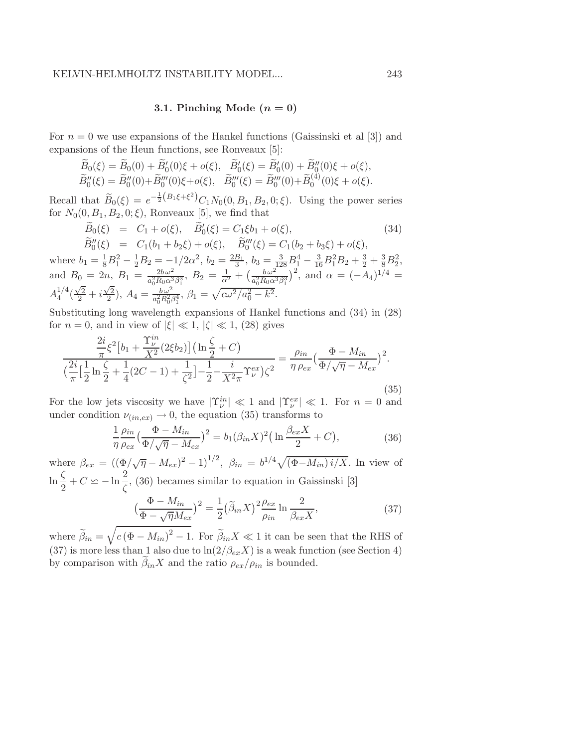### 3.1. Pinching Mode ($n = 0$)

For $n = 0$ we use expansions of the Hankel functions (Gaissinski et al [3]) and expansions of the Heun functions, see Ronveaux [5]:

$$\widetilde{B}_0(\xi) = \widetilde{B}_0(0) + \widetilde{B}_0'(0)\xi + o(\xi), \quad \widetilde{B}_0'(\xi) = \widetilde{B}_0'(0) + \widetilde{B}_0''(0)\xi + o(\xi),$$
$$\widetilde{B}_0''(\xi) = \widetilde{B}_0''(0) + \widetilde{B}_0'''(0)\xi + o(\xi), \quad \widetilde{B}_0'''(\xi) = \widetilde{B}_0'''(0) + \widetilde{B}_0^{(4)}(0)\xi + o(\xi).$$

Recall that $\widetilde{B}_0(\xi) = e^{-\frac{1}{2}\left(B_1\xi + \xi^2\right)} C_1 N_0(0, B_1, B_2, 0; \xi)$. Using the power series for $N_0(0, B_1, B_2, 0; \xi)$, Ronveaux [5], we find that

$$\begin{aligned} \widetilde{B}_0(\xi) &= C_1 + o(\xi), \quad \widetilde{B}_0'(\xi) = C_1 \xi b_1 + o(\xi), \\ \widetilde{B}_0''(\xi) &= C_1(b_1 + b_2\xi) + o(\xi), \quad \widetilde{B}_0'''(\xi) = C_1(b_2 + b_3\xi) + o(\xi), \end{aligned} \tag{34}$$

where $b_1 = \frac{1}{8}B_1^2 - \frac{1}{2}B_2 = -1/2\alpha^2$, $b_2 = \frac{2B_1}{3}$, $b_3 = \frac{3}{128}B_1^4 - \frac{3}{16}B_1^2 B_2 + \frac{3}{2} + \frac{3}{8}B_2^2$, and $B_0 = 2n$, $B_1 = \frac{2b\,\omega^2}{a_0^2 R_0 \alpha^3 \beta_1^3}$, $B_2 = \frac{1}{\alpha^2} + \left(\frac{b\,\omega^2}{a_0^2 R_0 \alpha^3 \beta_1^3}\right)^2$, and $\alpha = (-A_4)^{1/4} = A_4^{1/4}\left(\frac{\sqrt{2}}{2} + i\frac{\sqrt{2}}{2}\right)$, $A_4 = \frac{b\,\omega^2}{a_0^2 R_0^2 \beta_1^4}$, $\beta_1 = \sqrt{c\omega^2/a_0^2 - k^2}$.

Substituting long wavelength expansions of Hankel functions and (34) in (28) for $n = 0$, and in view of $|\xi| \ll 1$, $|\zeta| \ll 1$, (28) gives

$$\frac{\dfrac{2i}{\pi}\xi^2\left[b_1 + \dfrac{\Upsilon_\nu^{in}}{X^2}(2\xi b_2)\right]\left(\ln\dfrac{\zeta}{2} + C\right)}{\left(\dfrac{2i}{\pi}\left[\dfrac{1}{2}\ln\dfrac{\zeta}{2} + \dfrac{1}{4}(2C-1) + \dfrac{1}{\zeta^2}\right] - \dfrac{1}{2} - \dfrac{i}{X^2\pi}\Upsilon_\nu^{ex}\right)\zeta^2} = \frac{\rho_{in}}{\eta\,\rho_{ex}}\left(\frac{\Phi - M_{in}}{\Phi/\sqrt{\eta} - M_{ex}}\right)^2. \tag{35}$$

For the low jets viscosity we have $|\Upsilon_\nu^{in}| \ll 1$ and $|\Upsilon_\nu^{ex}| \ll 1$. For $n = 0$ and under condition $\nu_{(in,ex)} \to 0$, the equation (35) transforms to

$$\frac{1}{\eta}\frac{\rho_{in}}{\rho_{ex}}\left(\frac{\Phi - M_{in}}{\Phi/\sqrt{\eta} - M_{ex}}\right)^2 = b_1(\beta_{in}X)^2\left(\ln\frac{\beta_{ex}X}{2} + C\right), \tag{36}$$

where $\beta_{ex} = \left((\Phi/\sqrt{\eta} - M_{ex})^2 - 1\right)^{1/2}$, $\beta_{in} = b^{1/4}\sqrt{(\Phi - M_{in})\,i/X}$. In view of $\ln\dfrac{\zeta}{2} + C \simeq -\ln\dfrac{2}{\zeta}$, (36) becames similar to equation in Gaissinski [3]

$$\left(\frac{\Phi - M_{in}}{\Phi - \sqrt{\eta}M_{ex}}\right)^2 = \frac{1}{2}\left(\widetilde{\beta}_{in}X\right)^2\frac{\rho_{ex}}{\rho_{in}}\ln\frac{2}{\beta_{ex}X}, \tag{37}$$

where $\widetilde{\beta}_{in} = \sqrt{c\,(\Phi - M_{in})^2 - 1}$. For $\widetilde{\beta}_{in}X \ll 1$ it can be seen that the RHS of (37) is more less than 1 also due to $\ln(2/\beta_{ex}X)$ is a weak function (see Section 4) by comparison with $\widetilde{\beta}_{in}X$ and the ratio $\rho_{ex}/\rho_{in}$ is bounded.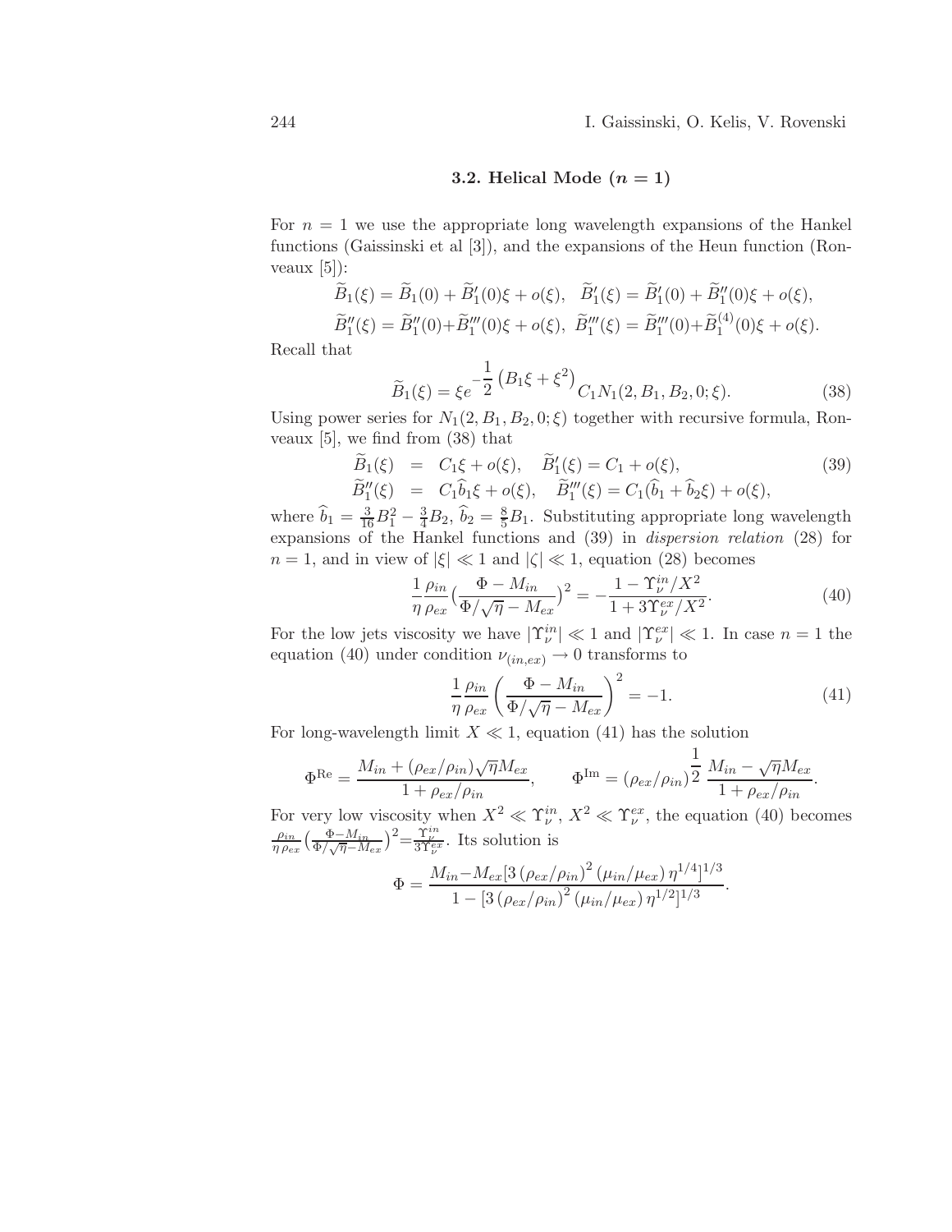### 3.2. Helical Mode ($n = 1$)

For $n = 1$ we use the appropriate long wavelength expansions of the Hankel functions (Gaissinski et al [3]), and the expansions of the Heun function (Ronveaux [5]):

$$\widetilde{B}_1(\xi) = \widetilde{B}_1(0) + \widetilde{B}_1'(0)\xi + o(\xi), \quad \widetilde{B}_1'(\xi) = \widetilde{B}_1'(0) + \widetilde{B}_1''(0)\xi + o(\xi),$$

$$\widetilde{B}_1''(\xi) = \widetilde{B}_1''(0) + \widetilde{B}_1'''(0)\xi + o(\xi), \quad \widetilde{B}_1'''(\xi) = \widetilde{B}_1'''(0) + \widetilde{B}_1^{(4)}(0)\xi + o(\xi).$$

Recall that

$$\widetilde{B}_1(\xi) = \xi e^{-\frac{1}{2}\left(B_1\xi + \xi^2\right)} C_1 N_1(2, B_1, B_2, 0; \xi). \tag{38}$$

Using power series for $N_1(2, B_1, B_2, 0; \xi)$ together with recursive formula, Ronveaux [5], we find from (38) that

$$\begin{aligned} \widetilde{B}_1(\xi) &= C_1\xi + o(\xi), \quad \widetilde{B}_1'(\xi) = C_1 + o(\xi), \\ \widetilde{B}_1''(\xi) &= C_1\widehat{b}_1\xi + o(\xi), \quad \widetilde{B}_1'''(\xi) = C_1(\widehat{b}_1 + \widehat{b}_2\xi) + o(\xi), \end{aligned} \tag{39}$$

where $\widehat{b}_1 = \frac{3}{16}B_1^2 - \frac{3}{4}B_2$, $\widehat{b}_2 = \frac{8}{5}B_1$. Substituting appropriate long wavelength expansions of the Hankel functions and (39) in *dispersion relation* (28) for $n = 1$, and in view of $|\xi| \ll 1$ and $|\zeta| \ll 1$, equation (28) becomes

$$\frac{1}{\eta}\frac{\rho_{in}}{\rho_{ex}}\left(\frac{\Phi - M_{in}}{\Phi/\sqrt{\eta} - M_{ex}}\right)^2 = -\frac{1 - \Upsilon_\nu^{in}/X^2}{1 + 3\Upsilon_\nu^{ex}/X^2}. \tag{40}$$

For the low jets viscosity we have $|\Upsilon_\nu^{in}| \ll 1$ and $|\Upsilon_\nu^{ex}| \ll 1$. In case $n = 1$ the equation (40) under condition $\nu_{(in,ex)} \to 0$ transforms to

$$\frac{1}{\eta}\frac{\rho_{in}}{\rho_{ex}}\left(\frac{\Phi - M_{in}}{\Phi/\sqrt{\eta} - M_{ex}}\right)^2 = -1. \tag{41}$$

For long-wavelength limit $X \ll 1$, equation (41) has the solution

$$\Phi^{\mathrm{Re}} = \frac{M_{in} + (\rho_{ex}/\rho_{in})\sqrt{\eta}M_{ex}}{1 + \rho_{ex}/\rho_{in}}, \qquad \Phi^{\mathrm{Im}} = (\rho_{ex}/\rho_{in})^{\frac{1}{2}}\,\frac{M_{in} - \sqrt{\eta}M_{ex}}{1 + \rho_{ex}/\rho_{in}}.$$

For very low viscosity when $X^2 \ll \Upsilon_\nu^{in}$, $X^2 \ll \Upsilon_\nu^{ex}$, the equation (40) becomes $\frac{\rho_{in}}{\eta\,\rho_{ex}}\left(\frac{\Phi - M_{in}}{\Phi/\sqrt{\eta} - M_{ex}}\right)^2 = \frac{\Upsilon_\nu^{in}}{3\Upsilon_\nu^{ex}}$. Its solution is

$$\Phi = \frac{M_{in} - M_{ex}[3\left(\rho_{ex}/\rho_{in}\right)^2\left(\mu_{in}/\mu_{ex}\right)\eta^{1/4}]^{1/3}}{1 - [3\left(\rho_{ex}/\rho_{in}\right)^2\left(\mu_{in}/\mu_{ex}\right)\eta^{1/2}]^{1/3}}.$$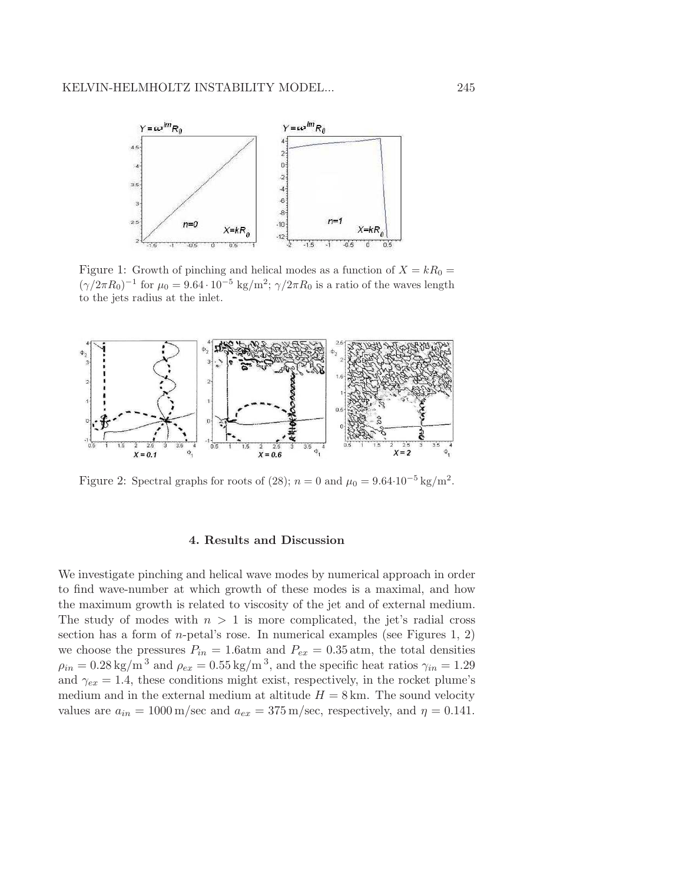Figure 1: Growth of pinching and helical modes as a function of $X = kR_0 = (\gamma/2\pi R_0)^{-1}$ for $\mu_0 = 9.64 \cdot 10^{-5}$ kg/m$^2$; $\gamma/2\pi R_0$ is a ratio of the waves length to the jets radius at the inlet.

Figure 2: Spectral graphs for roots of (28); $n = 0$ and $\mu_0 = 9.64 \cdot 10^{-5}$ kg/m$^2$.

## 4. Results and Discussion

We investigate pinching and helical wave modes by numerical approach in order to find wave-number at which growth of these modes is a maximal, and how the maximum growth is related to viscosity of the jet and of external medium. The study of modes with $n > 1$ is more complicated, the jet's radial cross section has a form of $n$-petal's rose. In numerical examples (see Figures 1, 2) we choose the pressures $P_{in} = 1.6$atm and $P_{ex} = 0.35$ atm, the total densities $\rho_{in} = 0.28$ kg/m$^3$ and $\rho_{ex} = 0.55$ kg/m$^3$, and the specific heat ratios $\gamma_{in} = 1.29$ and $\gamma_{ex} = 1.4$, these conditions might exist, respectively, in the rocket plume's medium and in the external medium at altitude $H = 8$ km. The sound velocity values are $a_{in} = 1000$ m/sec and $a_{ex} = 375$ m/sec, respectively, and $\eta = 0.141$.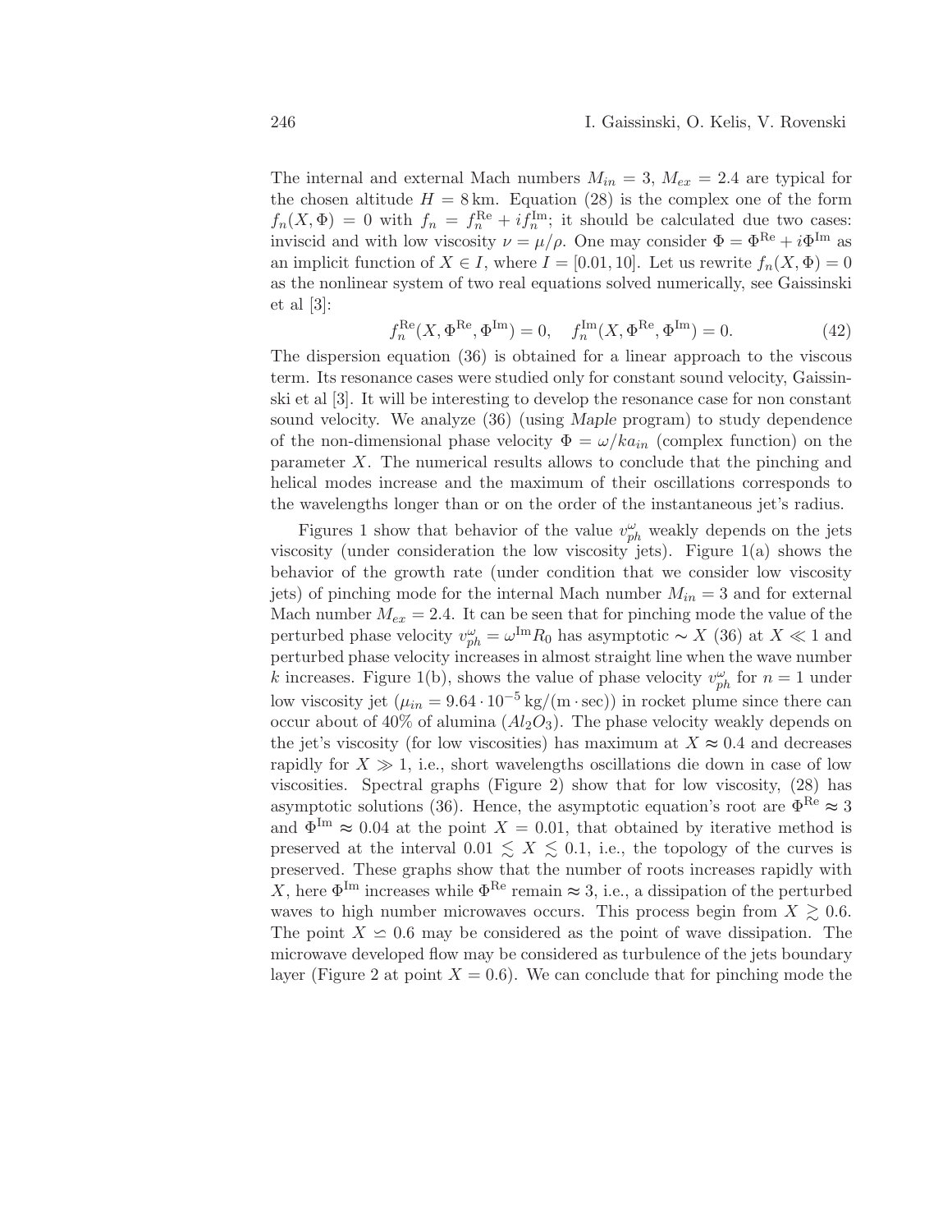The internal and external Mach numbers $M_{in} = 3$, $M_{ex} = 2.4$ are typical for the chosen altitude $H = 8\,\text{km}$. Equation (28) is the complex one of the form $f_n(X, \Phi) = 0$ with $f_n = f_n^{\text{Re}} + i f_n^{\text{Im}}$; it should be calculated due two cases: inviscid and with low viscosity $\nu = \mu/\rho$. One may consider $\Phi = \Phi^{\text{Re}} + i\Phi^{\text{Im}}$ as an implicit function of $X \in I$, where $I = [0.01, 10]$. Let us rewrite $f_n(X, \Phi) = 0$ as the nonlinear system of two real equations solved numerically, see Gaissinski et al [3]:

$$f_n^{\text{Re}}(X, \Phi^{\text{Re}}, \Phi^{\text{Im}}) = 0, \quad f_n^{\text{Im}}(X, \Phi^{\text{Re}}, \Phi^{\text{Im}}) = 0. \tag{42}$$

The dispersion equation (36) is obtained for a linear approach to the viscous term. Its resonance cases were studied only for constant sound velocity, Gaissinski et al [3]. It will be interesting to develop the resonance case for non constant sound velocity. We analyze (36) (using *Maple* program) to study dependence of the non-dimensional phase velocity $\Phi = \omega/k a_{in}$ (complex function) on the parameter $X$. The numerical results allows to conclude that the pinching and helical modes increase and the maximum of their oscillations corresponds to the wavelengths longer than or on the order of the instantaneous jet's radius.

Figures 1 show that behavior of the value $v_{ph}^{\omega}$ weakly depends on the jets viscosity (under consideration the low viscosity jets). Figure 1(a) shows the behavior of the growth rate (under condition that we consider low viscosity jets) of pinching mode for the internal Mach number $M_{in} = 3$ and for external Mach number $M_{ex} = 2.4$. It can be seen that for pinching mode the value of the perturbed phase velocity $v_{ph}^{\omega} = \omega^{\text{Im}} R_0$ has asymptotic $\sim X$ (36) at $X \ll 1$ and perturbed phase velocity increases in almost straight line when the wave number $k$ increases. Figure 1(b), shows the value of phase velocity $v_{ph}^{\omega}$ for $n = 1$ under low viscosity jet ($\mu_{in} = 9.64 \cdot 10^{-5}\,\text{kg}/(\text{m} \cdot \text{sec})$) in rocket plume since there can occur about of 40% of alumina ($Al_2O_3$). The phase velocity weakly depends on the jet's viscosity (for low viscosities) has maximum at $X \approx 0.4$ and decreases rapidly for $X \gg 1$, i.e., short wavelengths oscillations die down in case of low viscosities. Spectral graphs (Figure 2) show that for low viscosity, (28) has asymptotic solutions (36). Hence, the asymptotic equation's root are $\Phi^{\text{Re}} \approx 3$ and $\Phi^{\text{Im}} \approx 0.04$ at the point $X = 0.01$, that obtained by iterative method is preserved at the interval $0.01 \lesssim X \lesssim 0.1$, i.e., the topology of the curves is preserved. These graphs show that the number of roots increases rapidly with $X$, here $\Phi^{\text{Im}}$ increases while $\Phi^{\text{Re}}$ remain $\approx 3$, i.e., a dissipation of the perturbed waves to high number microwaves occurs. This process begin from $X \gtrsim 0.6$. The point $X \simeq 0.6$ may be considered as the point of wave dissipation. The microwave developed flow may be considered as turbulence of the jets boundary layer (Figure 2 at point $X = 0.6$). We can conclude that for pinching mode the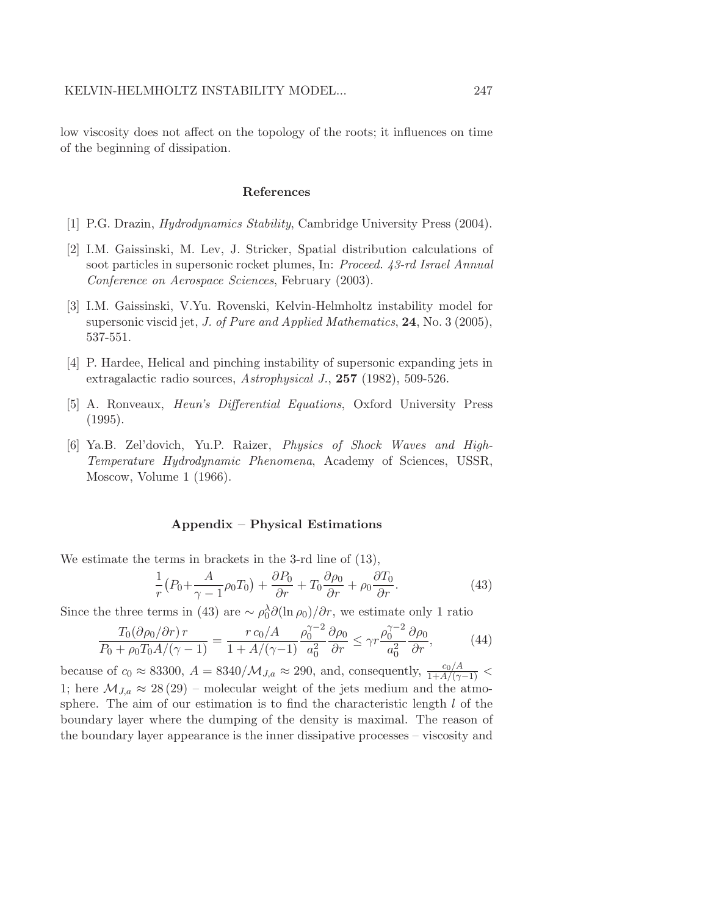low viscosity does not affect on the topology of the roots; it influences on time of the beginning of dissipation.

## References

[1] P.G. Drazin, *Hydrodynamics Stability*, Cambridge University Press (2004).

[2] I.M. Gaissinski, M. Lev, J. Stricker, Spatial distribution calculations of soot particles in supersonic rocket plumes, In: *Proceed. 43-rd Israel Annual Conference on Aerospace Sciences*, February (2003).

[3] I.M. Gaissinski, V.Yu. Rovenski, Kelvin-Helmholtz instability model for supersonic viscid jet, *J. of Pure and Applied Mathematics*, **24**, No. 3 (2005), 537-551.

[4] P. Hardee, Helical and pinching instability of supersonic expanding jets in extragalactic radio sources, *Astrophysical J.*, **257** (1982), 509-526.

[5] A. Ronveaux, *Heun's Differential Equations*, Oxford University Press (1995).

[6] Ya.B. Zel'dovich, Yu.P. Raizer, *Physics of Shock Waves and High-Temperature Hydrodynamic Phenomena*, Academy of Sciences, USSR, Moscow, Volume 1 (1966).

## Appendix – Physical Estimations

We estimate the terms in brackets in the 3-rd line of (13),

$$\frac{1}{r}\big(P_0+\frac{A}{\gamma-1}\rho_0 T_0\big)+\frac{\partial P_0}{\partial r}+T_0\frac{\partial \rho_0}{\partial r}+\rho_0\frac{\partial T_0}{\partial r}. \tag{43}$$

Since the three terms in (43) are $\sim \rho_0^\lambda \partial(\ln \rho_0)/\partial r$, we estimate only 1 ratio

$$\frac{T_0(\partial\rho_0/\partial r)\, r}{P_0+\rho_0 T_0 A/(\gamma-1)}=\frac{r\, c_0/A}{1+A/(\gamma-1)}\frac{\rho_0^{\gamma-2}}{a_0^2}\frac{\partial \rho_0}{\partial r}\le \gamma r\frac{\rho_0^{\gamma-2}}{a_0^2}\frac{\partial \rho_0}{\partial r}, \tag{44}$$

because of $c_0\approx 83300$, $A=8340/\mathcal{M}_{J,a}\approx 290$, and, consequently, $\frac{c_0/A}{1+A/(\gamma-1)}<1$; here $\mathcal{M}_{J,a}\approx 28\,(29)$ – molecular weight of the jets medium and the atmosphere. The aim of our estimation is to find the characteristic length $l$ of the boundary layer where the dumping of the density is maximal. The reason of the boundary layer appearance is the inner dissipative processes – viscosity and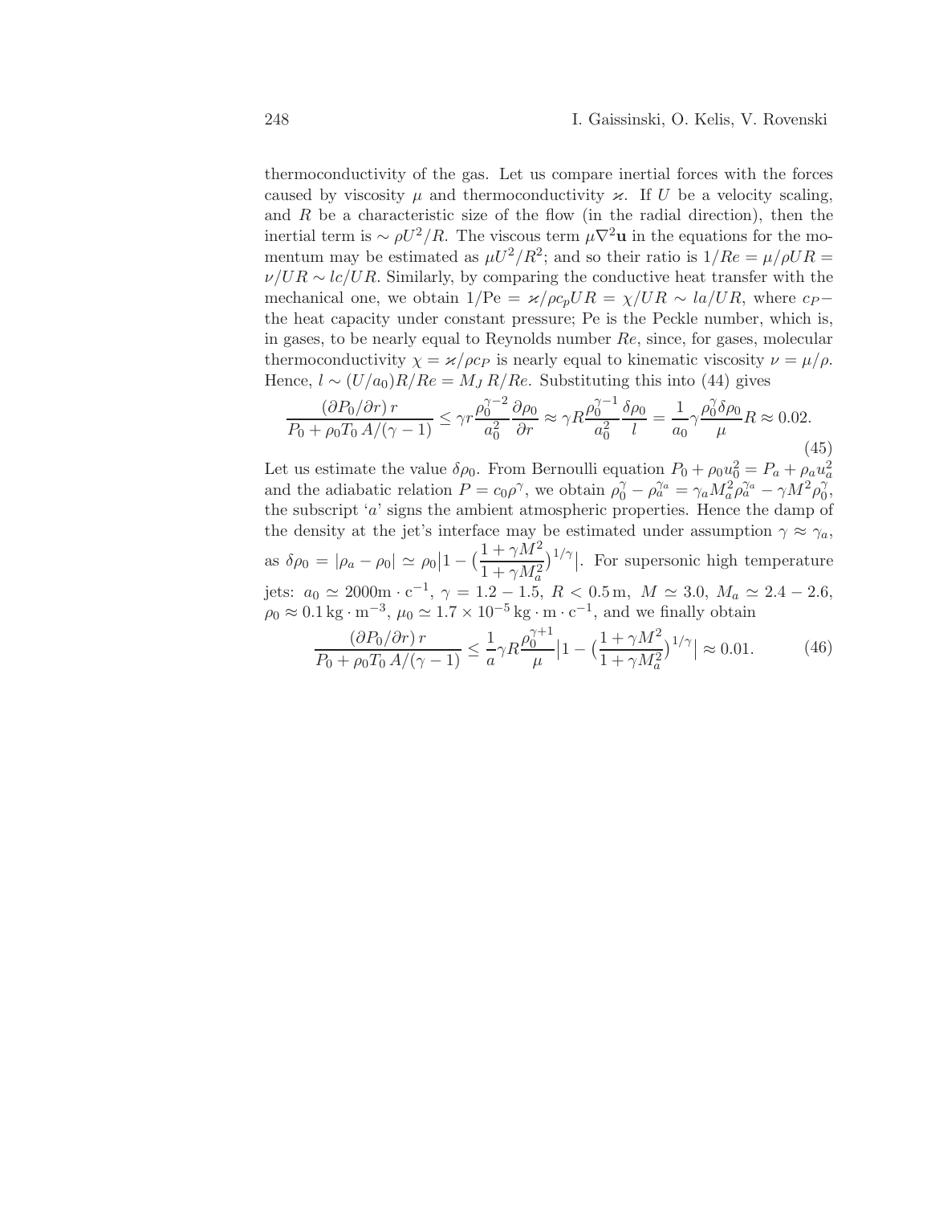thermoconductivity of the gas. Let us compare inertial forces with the forces caused by viscosity $\mu$ and thermoconductivity $\varkappa$. If $U$ be a velocity scaling, and $R$ be a characteristic size of the flow (in the radial direction), then the inertial term is $\sim \rho U^2/R$. The viscous term $\mu\nabla^2\mathbf{u}$ in the equations for the momentum may be estimated as $\mu U^2/R^2$; and so their ratio is $1/Re = \mu/\rho U R = \nu/UR \sim lc/UR$. Similarly, by comparing the conductive heat transfer with the mechanical one, we obtain $1/\mathrm{Pe} = \varkappa/\rho c_p U R = \chi/UR \sim la/UR$, where $c_P-$ the heat capacity under constant pressure; Pe is the Peckle number, which is, in gases, to be nearly equal to Reynolds number $Re$, since, for gases, molecular thermoconductivity $\chi = \varkappa/\rho c_P$ is nearly equal to kinematic viscosity $\nu = \mu/\rho$. Hence, $l \sim (U/a_0)R/Re = M_J\, R/Re$. Substituting this into (44) gives

$$\frac{(\partial P_0/\partial r)\, r}{P_0 + \rho_0 T_0\, A/(\gamma-1)} \leq \gamma r \frac{\rho_0^{\gamma-2}}{a_0^2}\frac{\partial \rho_0}{\partial r} \approx \gamma R \frac{\rho_0^{\gamma-1}}{a_0^2}\frac{\delta\rho_0}{l} = \frac{1}{a_0}\gamma\frac{\rho_0^{\gamma}\delta\rho_0}{\mu}R \approx 0.02. \tag{45}$$

Let us estimate the value $\delta\rho_0$. From Bernoulli equation $P_0 + \rho_0 u_0^2 = P_a + \rho_a u_a^2$ and the adiabatic relation $P = c_0\rho^\gamma$, we obtain $\rho_0^\gamma - \rho_a^{\gamma_a} = \gamma_a M_a^2 \rho_a^{\gamma_a} - \gamma M^2 \rho_0^\gamma$, the subscript '$a$' signs the ambient atmospheric properties. Hence the damp of the density at the jet's interface may be estimated under assumption $\gamma \approx \gamma_a$, as $\delta\rho_0 = |\rho_a - \rho_0| \simeq \rho_0 \big|1 - \big(\frac{1+\gamma M^2}{1+\gamma M_a^2}\big)^{1/\gamma}\big|$. For supersonic high temperature jets: $a_0 \simeq 2000\mathrm{m}\cdot\mathrm{c}^{-1}$, $\gamma = 1.2 - 1.5$, $R < 0.5\,\mathrm{m}$, $M \simeq 3.0$, $M_a \simeq 2.4 - 2.6$, $\rho_0 \approx 0.1\,\mathrm{kg}\cdot\mathrm{m}^{-3}$, $\mu_0 \simeq 1.7\times 10^{-5}\,\mathrm{kg}\cdot\mathrm{m}\cdot\mathrm{c}^{-1}$, and we finally obtain

$$\frac{(\partial P_0/\partial r)\, r}{P_0 + \rho_0 T_0\, A/(\gamma-1)} \leq \frac{1}{a}\gamma R\frac{\rho_0^{\gamma+1}}{\mu}\Big|1 - \Big(\frac{1+\gamma M^2}{1+\gamma M_a^2}\Big)^{1/\gamma}\Big| \approx 0.01. \tag{46}$$